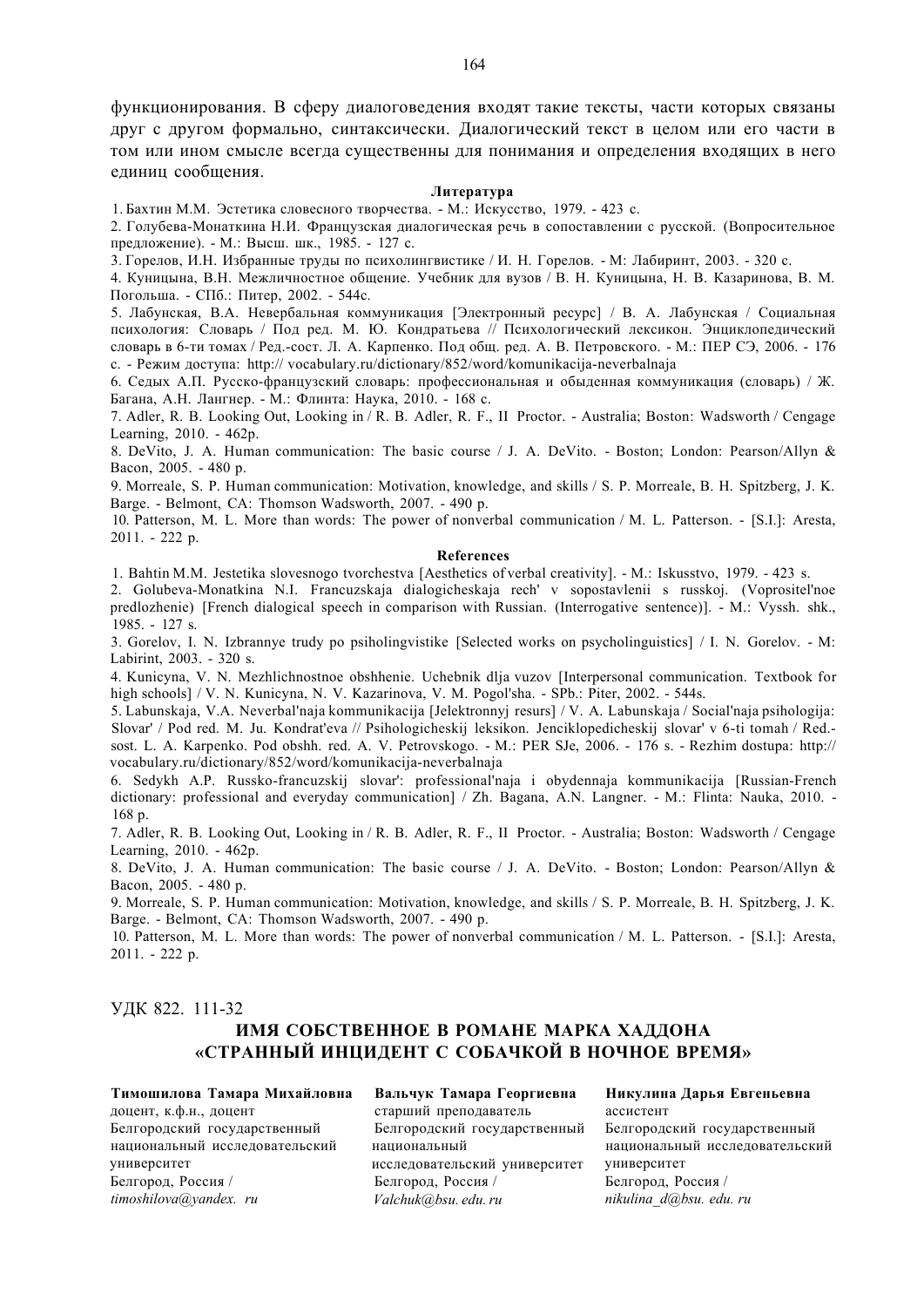функционирования. В сферу диалоговедения входят такие тексты, части которых связаны друг с другом формально, синтаксически. Диалогический текст в целом или его части в том или ином смысле всегда существенны для понимания и определения входящих в него единиц сообщения.

**Литература**

1. Бахтин М.М. Эстетика словесного творчества. - М.: Искусство, 1979. - 423 с.
2. Голубева-Монаткина Н.И. Французская диалогическая речь в сопоставлении с русской. (Вопросительное предложение). - М.: Высш. шк., 1985. - 127 с.
3. Горелов, И.Н. Избранные труды по психолингвистике / И. Н. Горелов. - М: Лабиринт, 2003. - 320 с.
4. Куницына, В.Н. Межличностное общение. Учебник для вузов / В. Н. Куницына, Н. В. Казаринова, В. М. Погольша. - СПб.: Питер, 2002. - 544с.
5. Лабунская, В.А. Невербальная коммуникация [Электронный ресурс] / В. А. Лабунская / Социальная психология: Словарь / Под ред. М. Ю. Кондратьева // Психологический лексикон. Энциклопедический словарь в 6-ти томах / Ред.-сост. Л. А. Карпенко. Под общ. ред. А. В. Петровского. - М.: ПЕР СЭ, 2006. - 176 с. - Режим доступа: http:// vocabulary.ru/dictionary/852/word/komunikacija-neverbalnaja
6. Седых А.П. Русско-французский словарь: профессиональная и обыденная коммуникация (словарь) / Ж. Багана, А.Н. Лангнер. - М.: Флинта: Наука, 2010. - 168 с.
7. Adler, R. B. Looking Out, Looking in / R. B. Adler, R. F., II Proctor. - Australia; Boston: Wadsworth / Cengage Learning, 2010. - 462p.
8. DeVito, J. A. Human communication: The basic course / J. A. DeVito. - Boston; London: Pearson/Allyn & Bacon, 2005. - 480 p.
9. Morreale, S. P. Human communication: Motivation, knowledge, and skills / S. P. Morreale, B. H. Spitzberg, J. K. Barge. - Belmont, CA: Thomson Wadsworth, 2007. - 490 p.
10. Patterson, M. L. More than words: The power of nonverbal communication / M. L. Patterson. - [S.I.]: Aresta, 2011. - 222 p.

**References**

1. Bahtin M.M. Jestetika slovesnogo tvorchestva [Aesthetics of verbal creativity]. - M.: Iskusstvo, 1979. - 423 s.
2. Golubeva-Monatkina N.I. Francuzskaja dialogicheskaja rech' v sopostavlenii s russkoj. (Voprositel'noe predlozhenie) [French dialogical speech in comparison with Russian. (Interrogative sentence)]. - M.: Vyssh. shk., 1985. - 127 s.
3. Gorelov, I. N. Izbrannye trudy po psiholingvistike [Selected works on psycholinguistics] / I. N. Gorelov. - M: Labirint, 2003. - 320 s.
4. Kunicyna, V. N. Mezhlichnostnoe obshhenie. Uchebnik dlja vuzov [Interpersonal communication. Textbook for high schools] / V. N. Kunicyna, N. V. Kazarinova, V. M. Pogol'sha. - SPb.: Piter, 2002. - 544s.
5. Labunskaja, V.A. Neverbal'naja kommunikacija [Jelektronnyj resurs] / V. A. Labunskaja / Social'naja psihologija: Slovar' / Pod red. M. Ju. Kondrat'eva // Psihologicheskij leksikon. Jenciklopedicheskij slovar' v 6-ti tomah / Red.-sost. L. A. Karpenko. Pod obshh. red. A. V. Petrovskogo. - M.: PER SJe, 2006. - 176 s. - Rezhim dostupa: http:// vocabulary.ru/dictionary/852/word/komunikacija-neverbalnaja
6. Sedykh A.P. Russko-francuzskij slovar': professional'naja i obydennaja kommunikacija [Russian-French dictionary: professional and everyday communication] / Zh. Bagana, A.N. Langner. - M.: Flinta: Nauka, 2010. - 168 p.
7. Adler, R. B. Looking Out, Looking in / R. B. Adler, R. F., II Proctor. - Australia; Boston: Wadsworth / Cengage Learning, 2010. - 462p.
8. DeVito, J. A. Human communication: The basic course / J. A. DeVito. - Boston; London: Pearson/Allyn & Bacon, 2005. - 480 p.
9. Morreale, S. P. Human communication: Motivation, knowledge, and skills / S. P. Morreale, B. H. Spitzberg, J. K. Barge. - Belmont, CA: Thomson Wadsworth, 2007. - 490 p.
10. Patterson, M. L. More than words: The power of nonverbal communication / M. L. Patterson. - [S.I.]: Aresta, 2011. - 222 p.

УДК 822. 111-32

# ИМЯ СОБСТВЕННОЕ В РОМАНЕ МАРКА ХАДДОНА «СТРАННЫЙ ИНЦИДЕНТ С СОБАЧКОЙ В НОЧНОЕ ВРЕМЯ»

**Тимошилова Тамара Михайловна**
доцент, к.ф.н., доцент
Белгородский государственный национальный исследовательский университет
Белгород, Россия /
*timoshilova@yandex. ru*

**Вальчук Тамара Георгиевна**
старший преподаватель
Белгородский государственный национальный исследовательский университет
Белгород, Россия /
*Valchuk@bsu. edu. ru*

**Никулина Дарья Евгеньевна**
ассистент
Белгородский государственный национальный исследовательский университет
Белгород, Россия /
*nikulina_d@bsu. edu. ru*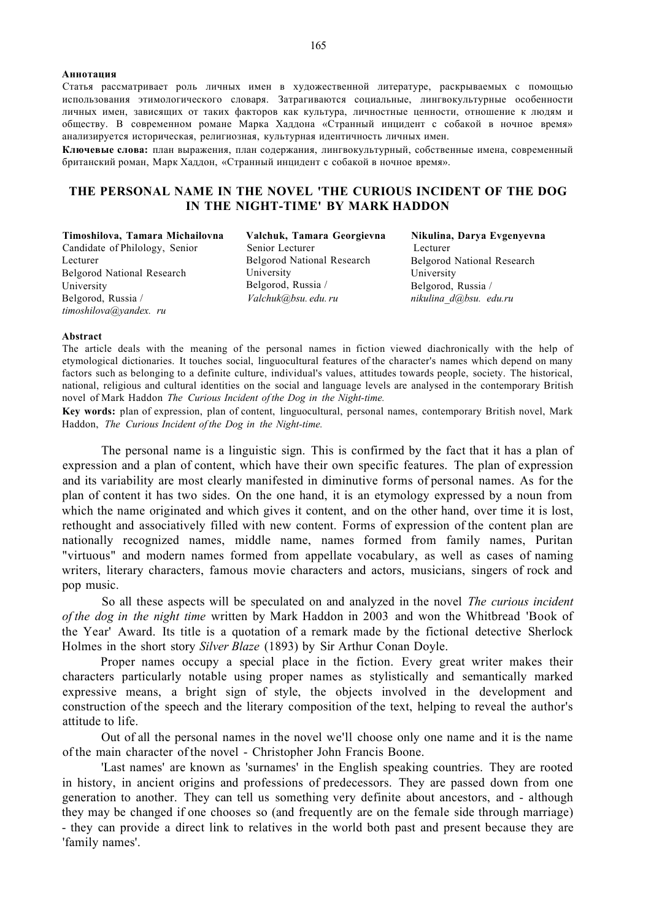**Аннотация**

Статья рассматривает роль личных имен в художественной литературе, раскрываемых с помощью использования этимологического словаря. Затрагиваются социальные, лингвокультурные особенности личных имен, зависящих от таких факторов как культура, личностные ценности, отношение к людям и обществу. В современном романе Марка Хаддона «Странный инцидент с собакой в ночное время» анализируется историческая, религиозная, культурная идентичность личных имен.

**Ключевые слова:** план выражения, план содержания, лингвокультурный, собственные имена, современный британский роман, Марк Хаддон, «Странный инцидент с собакой в ночное время».

# THE PERSONAL NAME IN THE NOVEL 'THE CURIOUS INCIDENT OF THE DOG IN THE NIGHT-TIME' BY MARK HADDON

**Timoshilova, Tamara Michailovna**
Candidate of Philology, Senior Lecturer
Belgorod National Research University
Belgorod, Russia /
*timoshilova@yandex. ru*

**Valchuk, Tamara Georgievna**
Senior Lecturer
Belgorod National Research University
Belgorod, Russia /
*Valchuk@bsu. edu. ru*

**Nikulina, Darya Evgenyevna**
Lecturer
Belgorod National Research University
Belgorod, Russia /
*nikulina_d@bsu. edu.ru*

**Abstract**

The article deals with the meaning of the personal names in fiction viewed diachronically with the help of etymological dictionaries. It touches social, linguocultural features of the character's names which depend on many factors such as belonging to a definite culture, individual's values, attitudes towards people, society. The historical, national, religious and cultural identities on the social and language levels are analysed in the contemporary British novel of Mark Haddon *The Curious Incident of the Dog in the Night-time.*

**Key words:** plan of expression, plan of content, linguocultural, personal names, contemporary British novel, Mark Haddon, *The Curious Incident of the Dog in the Night-time.*

The personal name is a linguistic sign. This is confirmed by the fact that it has a plan of expression and a plan of content, which have their own specific features. The plan of expression and its variability are most clearly manifested in diminutive forms of personal names. As for the plan of content it has two sides. On the one hand, it is an etymology expressed by a noun from which the name originated and which gives it content, and on the other hand, over time it is lost, rethought and associatively filled with new content. Forms of expression of the content plan are nationally recognized names, middle name, names formed from family names, Puritan "virtuous" and modern names formed from appellate vocabulary, as well as cases of naming writers, literary characters, famous movie characters and actors, musicians, singers of rock and pop music.

So all these aspects will be speculated on and analyzed in the novel *The curious incident of the dog in the night time* written by Mark Haddon in 2003 and won the Whitbread 'Book of the Year' Award. Its title is a quotation of a remark made by the fictional detective Sherlock Holmes in the short story *Silver Blaze* (1893) by Sir Arthur Conan Doyle.

Proper names occupy a special place in the fiction. Every great writer makes their characters particularly notable using proper names as stylistically and semantically marked expressive means, a bright sign of style, the objects involved in the development and construction of the speech and the literary composition of the text, helping to reveal the author's attitude to life.

Out of all the personal names in the novel we'll choose only one name and it is the name of the main character of the novel - Christopher John Francis Boone.

'Last names' are known as 'surnames' in the English speaking countries. They are rooted in history, in ancient origins and professions of predecessors. They are passed down from one generation to another. They can tell us something very definite about ancestors, and - although they may be changed if one chooses so (and frequently are on the female side through marriage) - they can provide a direct link to relatives in the world both past and present because they are 'family names'.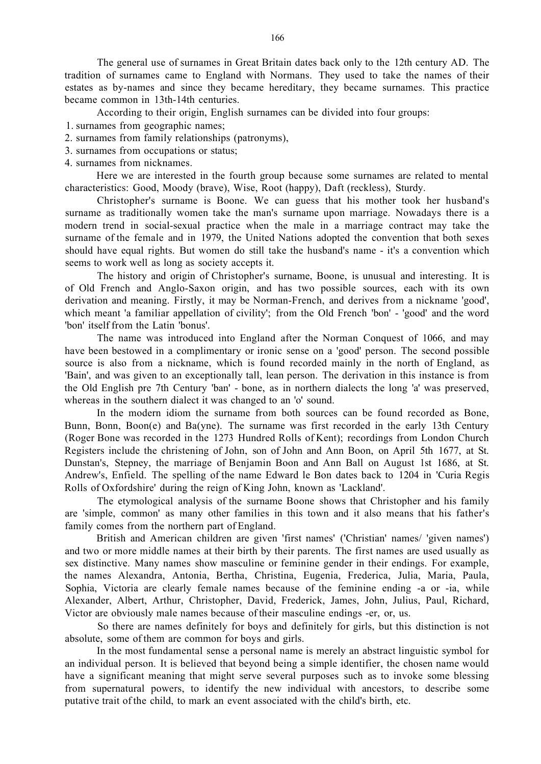The general use of surnames in Great Britain dates back only to the 12th century AD. The tradition of surnames came to England with Normans. They used to take the names of their estates as by-names and since they became hereditary, they became surnames. This practice became common in 13th-14th centuries.

According to their origin, English surnames can be divided into four groups:

1. surnames from geographic names;
2. surnames from family relationships (patronyms),
3. surnames from occupations or status;
4. surnames from nicknames.

Here we are interested in the fourth group because some surnames are related to mental characteristics: Good, Moody (brave), Wise, Root (happy), Daft (reckless), Sturdy.

Christopher's surname is Boone. We can guess that his mother took her husband's surname as traditionally women take the man's surname upon marriage. Nowadays there is a modern trend in social-sexual practice when the male in a marriage contract may take the surname of the female and in 1979, the United Nations adopted the convention that both sexes should have equal rights. But women do still take the husband's name - it's a convention which seems to work well as long as society accepts it.

The history and origin of Christopher's surname, Boone, is unusual and interesting. It is of Old French and Anglo-Saxon origin, and has two possible sources, each with its own derivation and meaning. Firstly, it may be Norman-French, and derives from a nickname 'good', which meant 'a familiar appellation of civility'; from the Old French 'bon' - 'good' and the word 'bon' itself from the Latin 'bonus'.

The name was introduced into England after the Norman Conquest of 1066, and may have been bestowed in a complimentary or ironic sense on a 'good' person. The second possible source is also from a nickname, which is found recorded mainly in the north of England, as 'Bain', and was given to an exceptionally tall, lean person. The derivation in this instance is from the Old English pre 7th Century 'ban' - bone, as in northern dialects the long 'a' was preserved, whereas in the southern dialect it was changed to an 'o' sound.

In the modern idiom the surname from both sources can be found recorded as Bone, Bunn, Bonn, Boon(e) and Ba(yne). The surname was first recorded in the early 13th Century (Roger Bone was recorded in the 1273 Hundred Rolls of Kent); recordings from London Church Registers include the christening of John, son of John and Ann Boon, on April 5th 1677, at St. Dunstan's, Stepney, the marriage of Benjamin Boon and Ann Ball on August 1st 1686, at St. Andrew's, Enfield. The spelling of the name Edward le Bon dates back to 1204 in 'Curia Regis Rolls of Oxfordshire' during the reign of King John, known as 'Lackland'.

The etymological analysis of the surname Boone shows that Christopher and his family are 'simple, common' as many other families in this town and it also means that his father's family comes from the northern part of England.

British and American children are given 'first names' ('Christian' names/ 'given names') and two or more middle names at their birth by their parents. The first names are used usually as sex distinctive. Many names show masculine or feminine gender in their endings. For example, the names Alexandra, Antonia, Bertha, Christina, Eugenia, Frederica, Julia, Maria, Paula, Sophia, Victoria are clearly female names because of the feminine ending -a or -ia, while Alexander, Albert, Arthur, Christopher, David, Frederick, James, John, Julius, Paul, Richard, Victor are obviously male names because of their masculine endings -er, or, us.

So there are names definitely for boys and definitely for girls, but this distinction is not absolute, some of them are common for boys and girls.

In the most fundamental sense a personal name is merely an abstract linguistic symbol for an individual person. It is believed that beyond being a simple identifier, the chosen name would have a significant meaning that might serve several purposes such as to invoke some blessing from supernatural powers, to identify the new individual with ancestors, to describe some putative trait of the child, to mark an event associated with the child's birth, etc.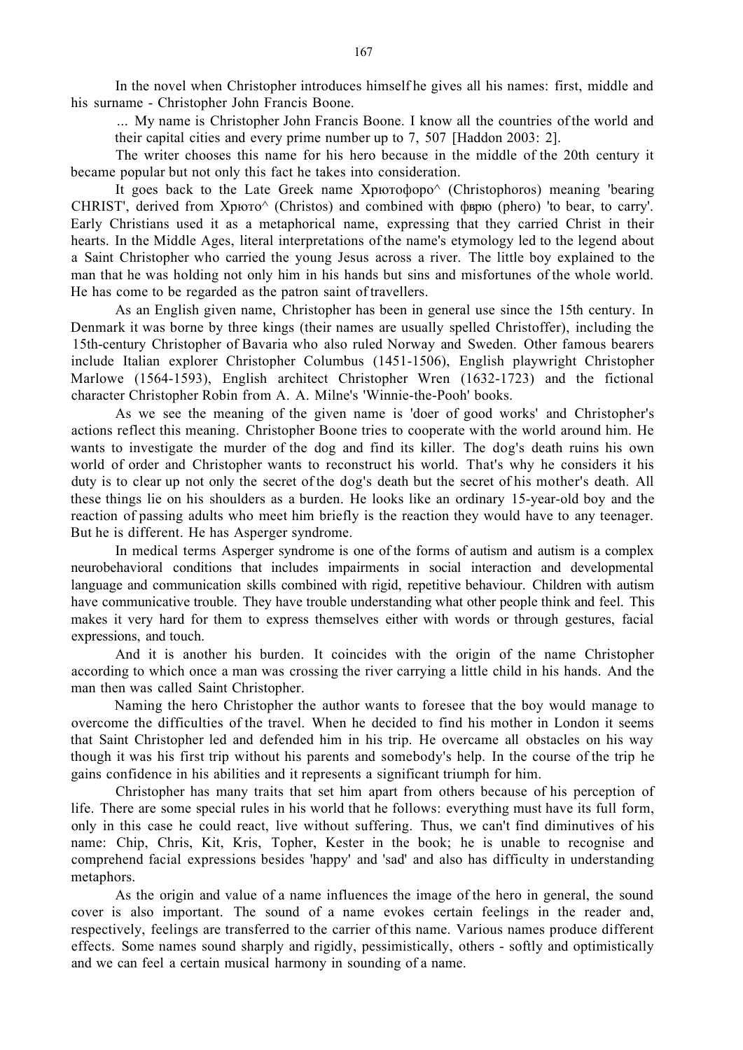In the novel when Christopher introduces himself he gives all his names: first, middle and his surname - Christopher John Francis Boone.

> ... My name is Christopher John Francis Boone. I know all the countries of the world and their capital cities and every prime number up to 7, 507 [Haddon 2003: 2].

The writer chooses this name for his hero because in the middle of the 20th century it became popular but not only this fact he takes into consideration.

It goes back to the Late Greek name Хрютофоро^ (Christophoros) meaning 'bearing CHRIST', derived from Хрюто^ (Christos) and combined with фврю (phero) 'to bear, to carry'. Early Christians used it as a metaphorical name, expressing that they carried Christ in their hearts. In the Middle Ages, literal interpretations of the name's etymology led to the legend about a Saint Christopher who carried the young Jesus across a river. The little boy explained to the man that he was holding not only him in his hands but sins and misfortunes of the whole world. He has come to be regarded as the patron saint of travellers.

As an English given name, Christopher has been in general use since the 15th century. In Denmark it was borne by three kings (their names are usually spelled Christoffer), including the 15th-century Christopher of Bavaria who also ruled Norway and Sweden. Other famous bearers include Italian explorer Christopher Columbus (1451-1506), English playwright Christopher Marlowe (1564-1593), English architect Christopher Wren (1632-1723) and the fictional character Christopher Robin from A. A. Milne's 'Winnie-the-Pooh' books.

As we see the meaning of the given name is 'doer of good works' and Christopher's actions reflect this meaning. Christopher Boone tries to cooperate with the world around him. He wants to investigate the murder of the dog and find its killer. The dog's death ruins his own world of order and Christopher wants to reconstruct his world. That's why he considers it his duty is to clear up not only the secret of the dog's death but the secret of his mother's death. All these things lie on his shoulders as a burden. He looks like an ordinary 15-year-old boy and the reaction of passing adults who meet him briefly is the reaction they would have to any teenager. But he is different. He has Asperger syndrome.

In medical terms Asperger syndrome is one of the forms of autism and autism is a complex neurobehavioral conditions that includes impairments in social interaction and developmental language and communication skills combined with rigid, repetitive behaviour. Children with autism have communicative trouble. They have trouble understanding what other people think and feel. This makes it very hard for them to express themselves either with words or through gestures, facial expressions, and touch.

And it is another his burden. It coincides with the origin of the name Christopher according to which once a man was crossing the river carrying a little child in his hands. And the man then was called Saint Christopher.

Naming the hero Christopher the author wants to foresee that the boy would manage to overcome the difficulties of the travel. When he decided to find his mother in London it seems that Saint Christopher led and defended him in his trip. He overcame all obstacles on his way though it was his first trip without his parents and somebody's help. In the course of the trip he gains confidence in his abilities and it represents a significant triumph for him.

Christopher has many traits that set him apart from others because of his perception of life. There are some special rules in his world that he follows: everything must have its full form, only in this case he could react, live without suffering. Thus, we can't find diminutives of his name: Chip, Chris, Kit, Kris, Topher, Kester in the book; he is unable to recognise and comprehend facial expressions besides 'happy' and 'sad' and also has difficulty in understanding metaphors.

As the origin and value of a name influences the image of the hero in general, the sound cover is also important. The sound of a name evokes certain feelings in the reader and, respectively, feelings are transferred to the carrier of this name. Various names produce different effects. Some names sound sharply and rigidly, pessimistically, others - softly and optimistically and we can feel a certain musical harmony in sounding of a name.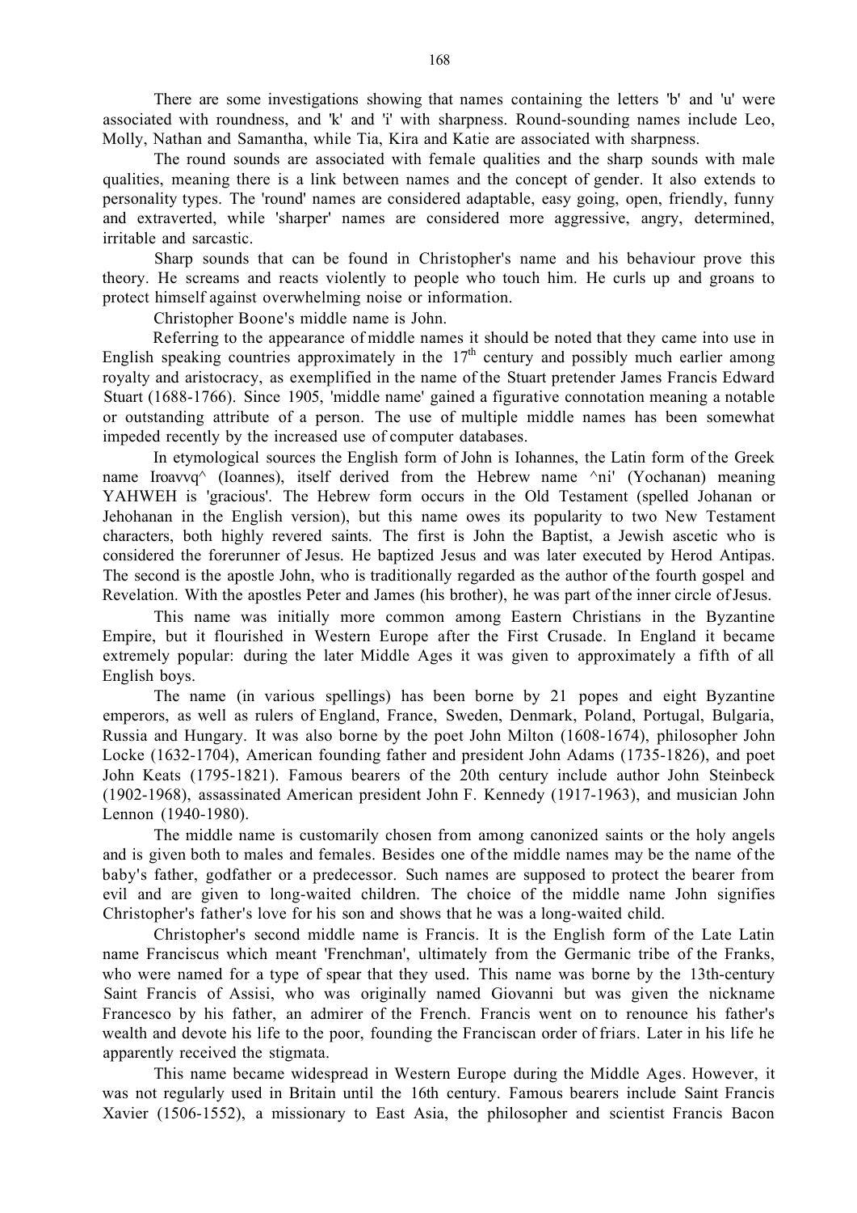There are some investigations showing that names containing the letters 'b' and 'u' were associated with roundness, and 'k' and 'i' with sharpness. Round-sounding names include Leo, Molly, Nathan and Samantha, while Tia, Kira and Katie are associated with sharpness.

The round sounds are associated with female qualities and the sharp sounds with male qualities, meaning there is a link between names and the concept of gender. It also extends to personality types. The 'round' names are considered adaptable, easy going, open, friendly, funny and extraverted, while 'sharper' names are considered more aggressive, angry, determined, irritable and sarcastic.

Sharp sounds that can be found in Christopher's name and his behaviour prove this theory. He screams and reacts violently to people who touch him. He curls up and groans to protect himself against overwhelming noise or information.

Christopher Boone's middle name is John.

Referring to the appearance of middle names it should be noted that they came into use in English speaking countries approximately in the 17th century and possibly much earlier among royalty and aristocracy, as exemplified in the name of the Stuart pretender James Francis Edward Stuart (1688-1766). Since 1905, 'middle name' gained a figurative connotation meaning a notable or outstanding attribute of a person. The use of multiple middle names has been somewhat impeded recently by the increased use of computer databases.

In etymological sources the English form of John is Iohannes, the Latin form of the Greek name Iroavvq^ (Ioannes), itself derived from the Hebrew name ^ni' (Yochanan) meaning YAHWEH is 'gracious'. The Hebrew form occurs in the Old Testament (spelled Johanan or Jehohanan in the English version), but this name owes its popularity to two New Testament characters, both highly revered saints. The first is John the Baptist, a Jewish ascetic who is considered the forerunner of Jesus. He baptized Jesus and was later executed by Herod Antipas. The second is the apostle John, who is traditionally regarded as the author of the fourth gospel and Revelation. With the apostles Peter and James (his brother), he was part of the inner circle of Jesus.

This name was initially more common among Eastern Christians in the Byzantine Empire, but it flourished in Western Europe after the First Crusade. In England it became extremely popular: during the later Middle Ages it was given to approximately a fifth of all English boys.

The name (in various spellings) has been borne by 21 popes and eight Byzantine emperors, as well as rulers of England, France, Sweden, Denmark, Poland, Portugal, Bulgaria, Russia and Hungary. It was also borne by the poet John Milton (1608-1674), philosopher John Locke (1632-1704), American founding father and president John Adams (1735-1826), and poet John Keats (1795-1821). Famous bearers of the 20th century include author John Steinbeck (1902-1968), assassinated American president John F. Kennedy (1917-1963), and musician John Lennon (1940-1980).

The middle name is customarily chosen from among canonized saints or the holy angels and is given both to males and females. Besides one of the middle names may be the name of the baby's father, godfather or a predecessor. Such names are supposed to protect the bearer from evil and are given to long-waited children. The choice of the middle name John signifies Christopher's father's love for his son and shows that he was a long-waited child.

Christopher's second middle name is Francis. It is the English form of the Late Latin name Franciscus which meant 'Frenchman', ultimately from the Germanic tribe of the Franks, who were named for a type of spear that they used. This name was borne by the 13th-century Saint Francis of Assisi, who was originally named Giovanni but was given the nickname Francesco by his father, an admirer of the French. Francis went on to renounce his father's wealth and devote his life to the poor, founding the Franciscan order of friars. Later in his life he apparently received the stigmata.

This name became widespread in Western Europe during the Middle Ages. However, it was not regularly used in Britain until the 16th century. Famous bearers include Saint Francis Xavier (1506-1552), a missionary to East Asia, the philosopher and scientist Francis Bacon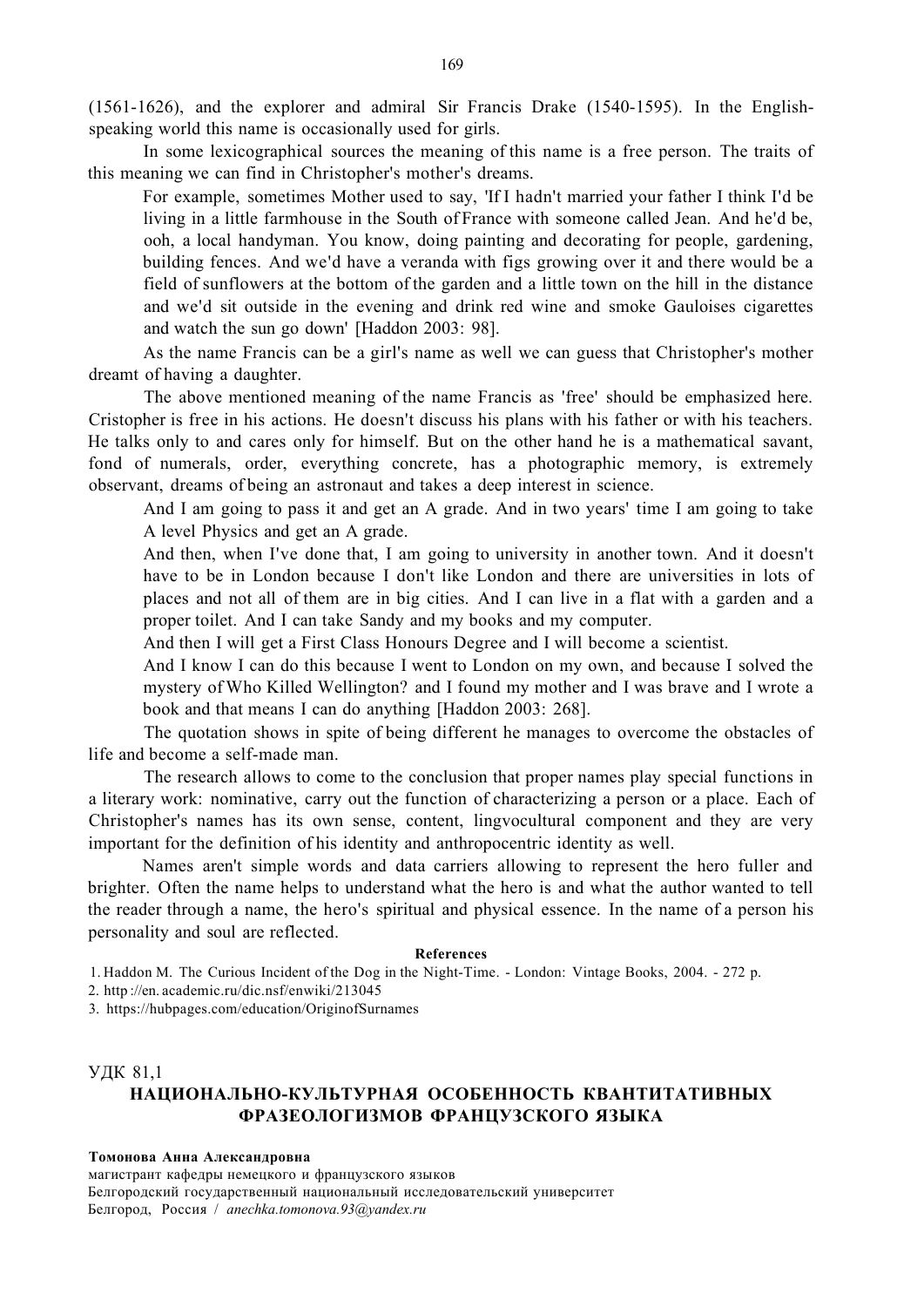(1561-1626), and the explorer and admiral Sir Francis Drake (1540-1595). In the English-speaking world this name is occasionally used for girls.

In some lexicographical sources the meaning of this name is a free person. The traits of this meaning we can find in Christopher's mother's dreams.

> For example, sometimes Mother used to say, 'If I hadn't married your father I think I'd be living in a little farmhouse in the South of France with someone called Jean. And he'd be, ooh, a local handyman. You know, doing painting and decorating for people, gardening, building fences. And we'd have a veranda with figs growing over it and there would be a field of sunflowers at the bottom of the garden and a little town on the hill in the distance and we'd sit outside in the evening and drink red wine and smoke Gauloises cigarettes and watch the sun go down' [Haddon 2003: 98].

As the name Francis can be a girl's name as well we can guess that Christopher's mother dreamt of having a daughter.

The above mentioned meaning of the name Francis as 'free' should be emphasized here. Cristopher is free in his actions. He doesn't discuss his plans with his father or with his teachers. He talks only to and cares only for himself. But on the other hand he is a mathematical savant, fond of numerals, order, everything concrete, has a photographic memory, is extremely observant, dreams of being an astronaut and takes a deep interest in science.

> And I am going to pass it and get an A grade. And in two years' time I am going to take A level Physics and get an A grade.
>
> And then, when I've done that, I am going to university in another town. And it doesn't have to be in London because I don't like London and there are universities in lots of places and not all of them are in big cities. And I can live in a flat with a garden and a proper toilet. And I can take Sandy and my books and my computer.
>
> And then I will get a First Class Honours Degree and I will become a scientist.
>
> And I know I can do this because I went to London on my own, and because I solved the mystery of Who Killed Wellington? and I found my mother and I was brave and I wrote a book and that means I can do anything [Haddon 2003: 268].

The quotation shows in spite of being different he manages to overcome the obstacles of life and become a self-made man.

The research allows to come to the conclusion that proper names play special functions in a literary work: nominative, carry out the function of characterizing a person or a place. Each of Christopher's names has its own sense, content, lingvocultural component and they are very important for the definition of his identity and anthropocentric identity as well.

Names aren't simple words and data carriers allowing to represent the hero fuller and brighter. Often the name helps to understand what the hero is and what the author wanted to tell the reader through a name, the hero's spiritual and physical essence. In the name of a person his personality and soul are reflected.

**References**

1. Haddon M. The Curious Incident of the Dog in the Night-Time. - London: Vintage Books, 2004. - 272 p.
2. http://en.academic.ru/dic.nsf/enwiki/213045
3. https://hubpages.com/education/OriginofSurnames

УДК 81,1

## НАЦИОНАЛЬНО-КУЛЬТУРНАЯ ОСОБЕННОСТЬ КВАНТИТАТИВНЫХ ФРАЗЕОЛОГИЗМОВ ФРАНЦУЗСКОГО ЯЗЫКА

**Томонова Анна Александровна**

магистрант кафедры немецкого и французского языков

Белгородский государственный национальный исследовательский университет

Белгород, Россия / *anechka.tomonova.93@yandex.ru*